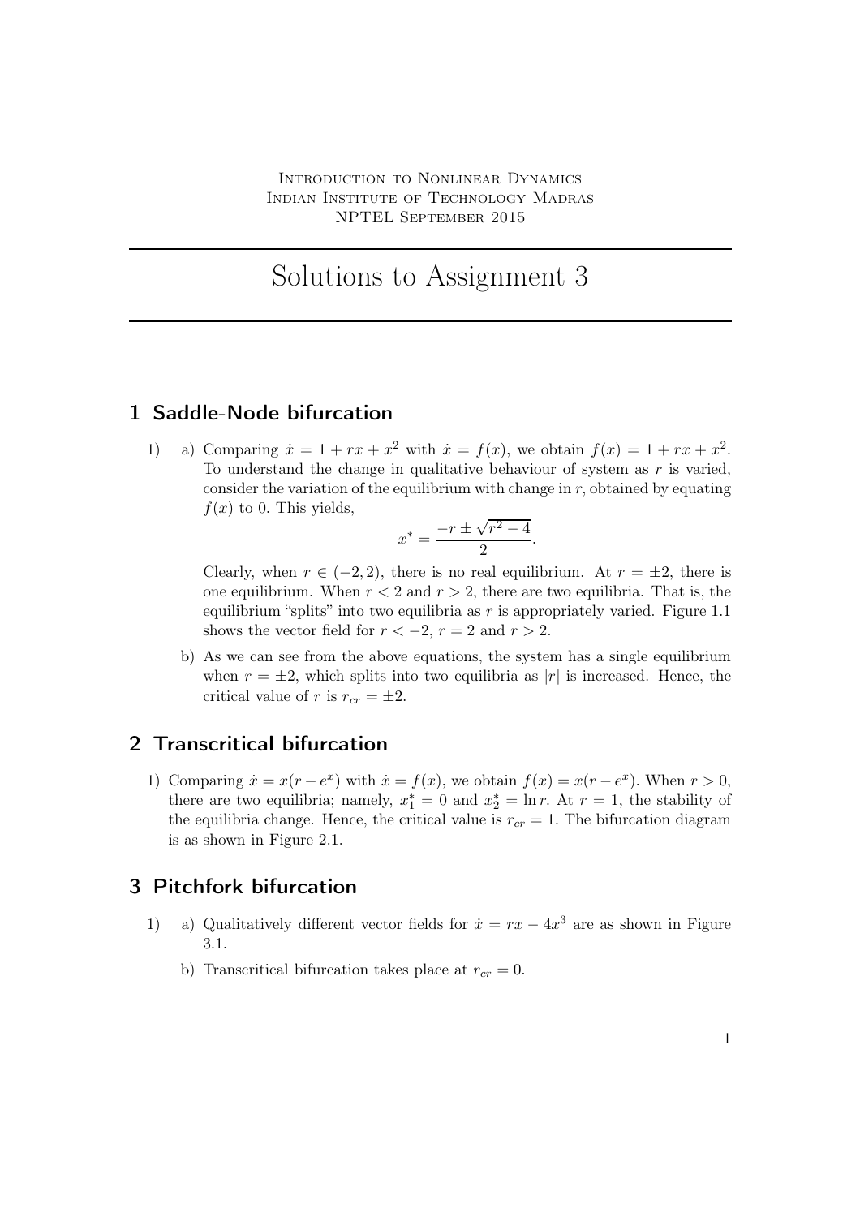Introduction to Nonlinear Dynamics
Indian Institute of Technology Madras
NPTEL September 2015

# Solutions to Assignment 3

## 1 Saddle-Node bifurcation

1) a) Comparing $\dot{x} = 1 + rx + x^2$ with $\dot{x} = f(x)$, we obtain $f(x) = 1 + rx + x^2$. To understand the change in qualitative behaviour of system as $r$ is varied, consider the variation of the equilibrium with change in $r$, obtained by equating $f(x)$ to 0. This yields,

$$x^* = \frac{-r \pm \sqrt{r^2 - 4}}{2}.$$

Clearly, when $r \in (-2, 2)$, there is no real equilibrium. At $r = \pm 2$, there is one equilibrium. When $r < 2$ and $r > 2$, there are two equilibria. That is, the equilibrium "splits" into two equilibria as $r$ is appropriately varied. Figure 1.1 shows the vector field for $r < -2$, $r = 2$ and $r > 2$.

b) As we can see from the above equations, the system has a single equilibrium when $r = \pm 2$, which splits into two equilibria as $|r|$ is increased. Hence, the critical value of $r$ is $r_{cr} = \pm 2$.

## 2 Transcritical bifurcation

1) Comparing $\dot{x} = x(r - e^x)$ with $\dot{x} = f(x)$, we obtain $f(x) = x(r - e^x)$. When $r > 0$, there are two equilibria; namely, $x_1^* = 0$ and $x_2^* = \ln r$. At $r = 1$, the stability of the equilibria change. Hence, the critical value is $r_{cr} = 1$. The bifurcation diagram is as shown in Figure 2.1.

## 3 Pitchfork bifurcation

1) a) Qualitatively different vector fields for $\dot{x} = rx - 4x^3$ are as shown in Figure 3.1.

b) Transcritical bifurcation takes place at $r_{cr} = 0$.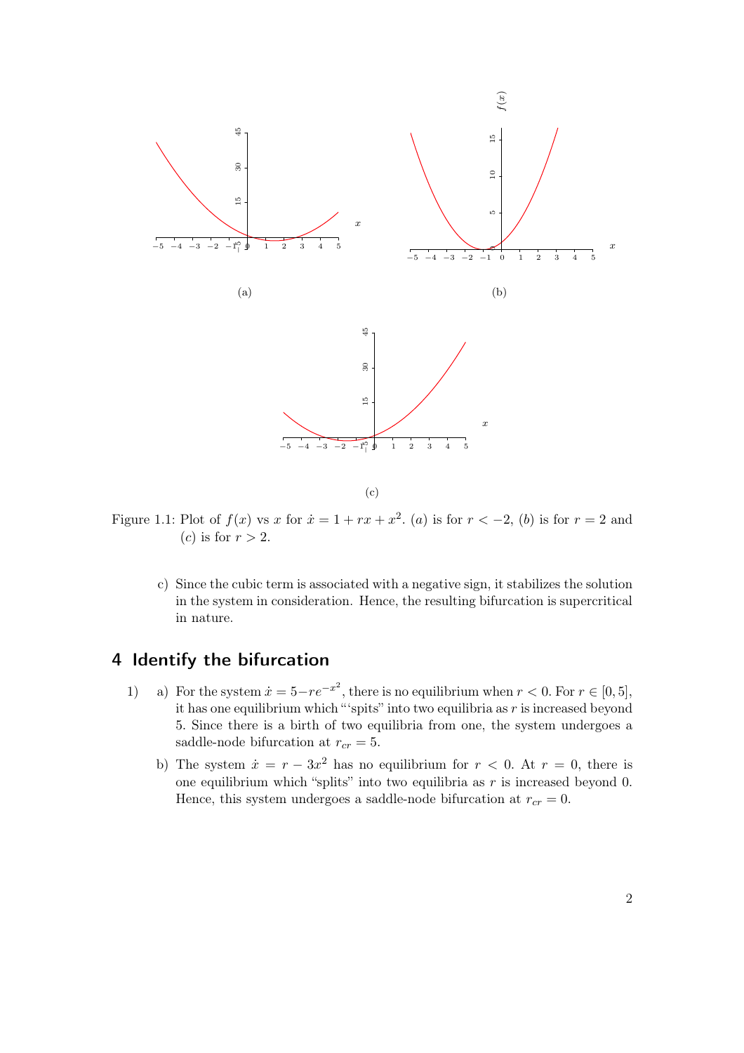(a)

(b)

(c)

Figure 1.1: Plot of $f(x)$ vs $x$ for $\dot{x} = 1 + rx + x^2$. $(a)$ is for $r < -2$, $(b)$ is for $r = 2$ and $(c)$ is for $r > 2$.

c) Since the cubic term is associated with a negative sign, it stabilizes the solution in the system in consideration. Hence, the resulting bifurcation is supercritical in nature.

## 4 Identify the bifurcation

1) a) For the system $\dot{x} = 5 - re^{-x^2}$, there is no equilibrium when $r < 0$. For $r \in [0, 5]$, it has one equilibrium which "'spits" into two equilibria as $r$ is increased beyond 5. Since there is a birth of two equilibria from one, the system undergoes a saddle-node bifurcation at $r_{cr} = 5$.

   b) The system $\dot{x} = r - 3x^2$ has no equilibrium for $r < 0$. At $r = 0$, there is one equilibrium which "splits" into two equilibria as $r$ is increased beyond 0. Hence, this system undergoes a saddle-node bifurcation at $r_{cr} = 0$.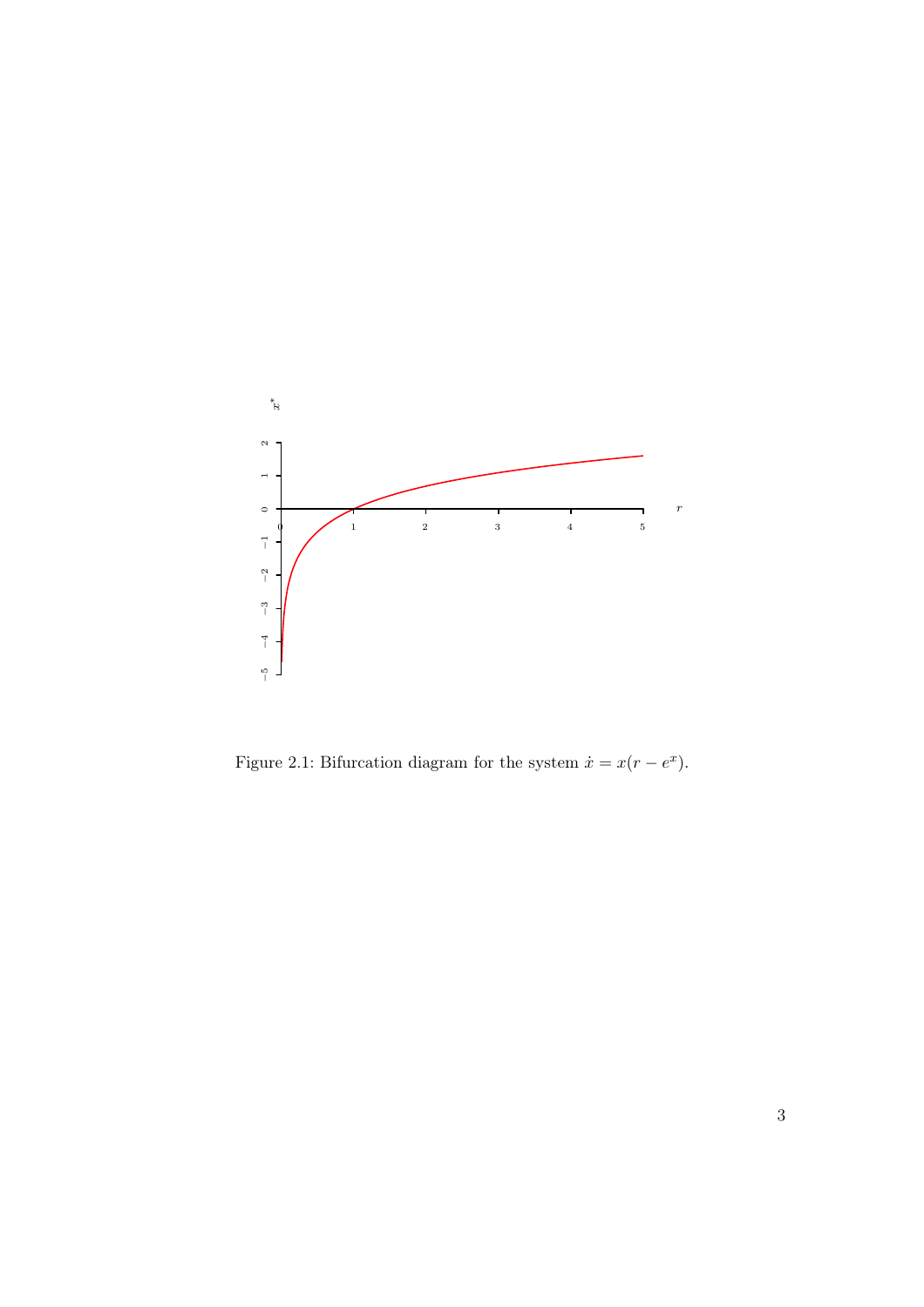Figure 2.1: Bifurcation diagram for the system $\dot{x} = x(r - e^x)$.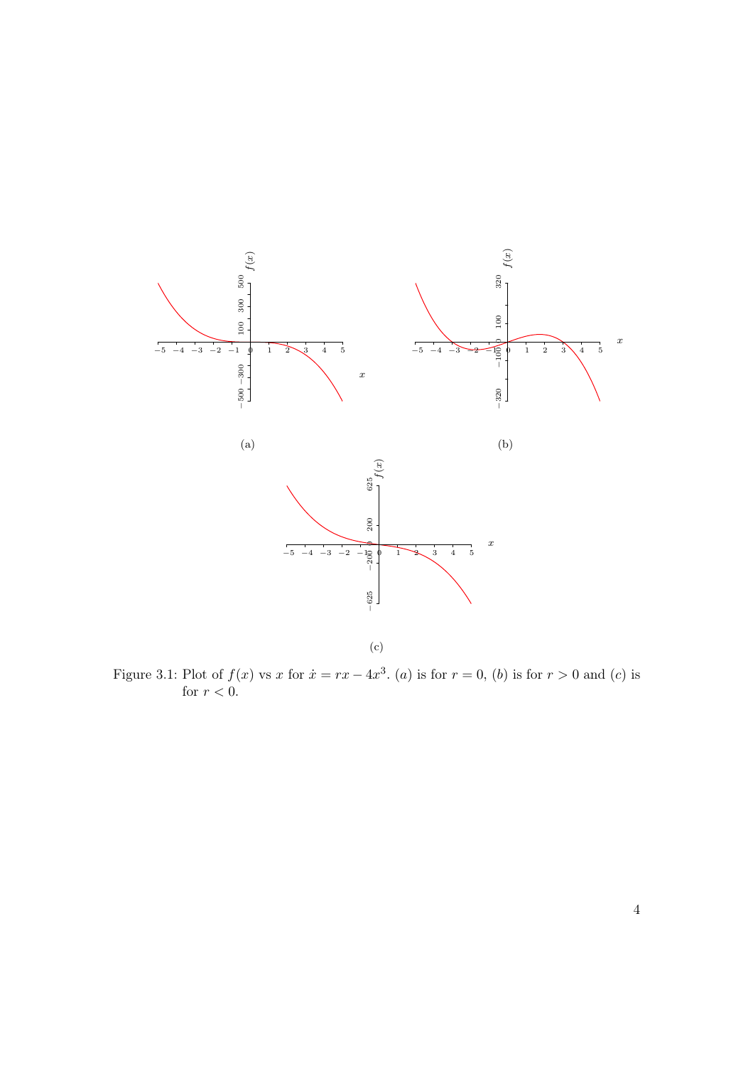$f(x)$

500
300
100
−300
−500

−5 −4 −3 −2 −1 0 1 2 3 4 5

$x$

(a)

$f(x)$

320
100
−100
−320

−5 −4 −3 −2 −1 0 1 2 3 4 5

$x$

(b)

$f(x)$

625
200
0
−200
−625

−5 −4 −3 −2 −1 0 1 2 3 4 5

$x$

(c)

Figure 3.1: Plot of $f(x)$ vs $x$ for $\dot{x} = rx - 4x^3$. $(a)$ is for $r = 0$, $(b)$ is for $r > 0$ and $(c)$ is for $r < 0$.